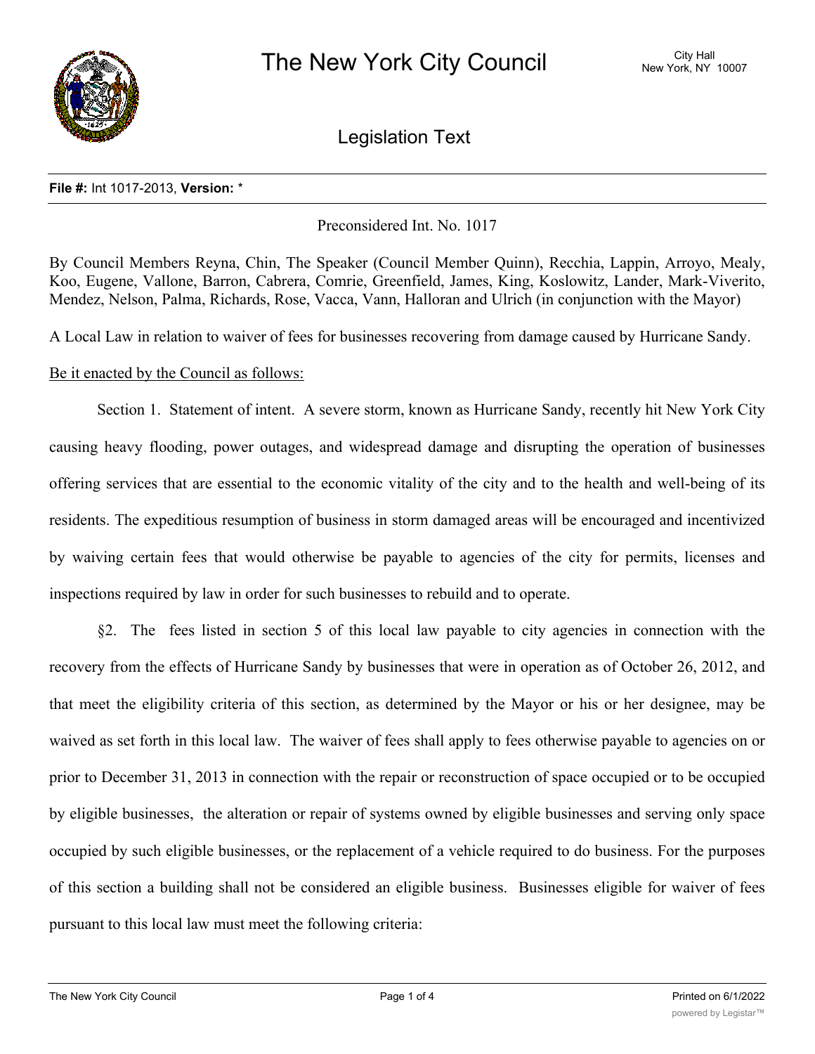# The New York City Council

City Hall
New York, NY 10007

## Legislation Text

**File #:** Int 1017-2013, **Version:** *

Preconsidered Int. No. 1017

By Council Members Reyna, Chin, The Speaker (Council Member Quinn), Recchia, Lappin, Arroyo, Mealy, Koo, Eugene, Vallone, Barron, Cabrera, Comrie, Greenfield, James, King, Koslowitz, Lander, Mark-Viverito, Mendez, Nelson, Palma, Richards, Rose, Vacca, Vann, Halloran and Ulrich (in conjunction with the Mayor)

A Local Law in relation to waiver of fees for businesses recovering from damage caused by Hurricane Sandy.

Be it enacted by the Council as follows:

Section 1. Statement of intent. A severe storm, known as Hurricane Sandy, recently hit New York City causing heavy flooding, power outages, and widespread damage and disrupting the operation of businesses offering services that are essential to the economic vitality of the city and to the health and well-being of its residents. The expeditious resumption of business in storm damaged areas will be encouraged and incentivized by waiving certain fees that would otherwise be payable to agencies of the city for permits, licenses and inspections required by law in order for such businesses to rebuild and to operate.

§2. The fees listed in section 5 of this local law payable to city agencies in connection with the recovery from the effects of Hurricane Sandy by businesses that were in operation as of October 26, 2012, and that meet the eligibility criteria of this section, as determined by the Mayor or his or her designee, may be waived as set forth in this local law. The waiver of fees shall apply to fees otherwise payable to agencies on or prior to December 31, 2013 in connection with the repair or reconstruction of space occupied or to be occupied by eligible businesses, the alteration or repair of systems owned by eligible businesses and serving only space occupied by such eligible businesses, or the replacement of a vehicle required to do business. For the purposes of this section a building shall not be considered an eligible business. Businesses eligible for waiver of fees pursuant to this local law must meet the following criteria: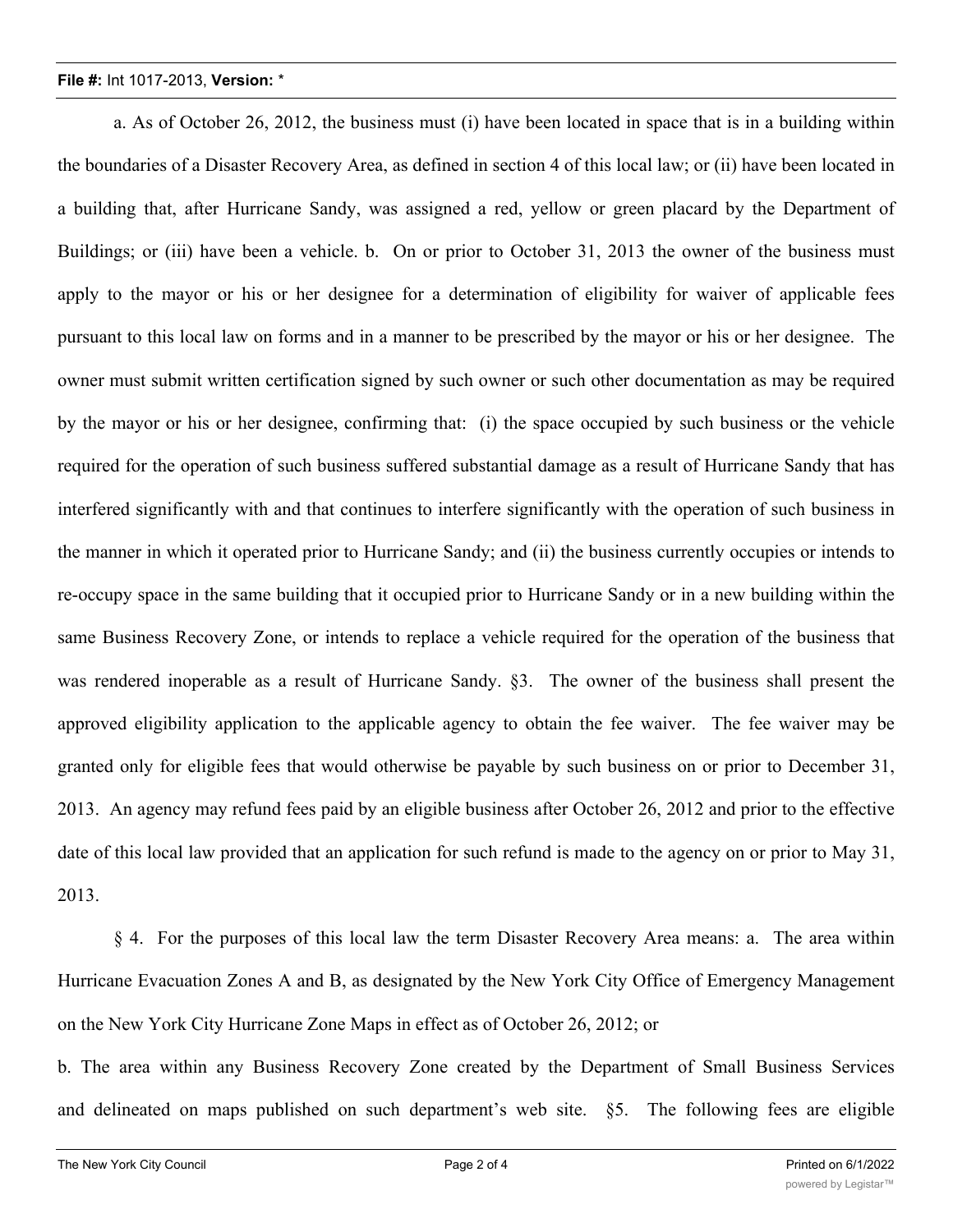a. As of October 26, 2012, the business must (i) have been located in space that is in a building within the boundaries of a Disaster Recovery Area, as defined in section 4 of this local law; or (ii) have been located in a building that, after Hurricane Sandy, was assigned a red, yellow or green placard by the Department of Buildings; or (iii) have been a vehicle. b. On or prior to October 31, 2013 the owner of the business must apply to the mayor or his or her designee for a determination of eligibility for waiver of applicable fees pursuant to this local law on forms and in a manner to be prescribed by the mayor or his or her designee. The owner must submit written certification signed by such owner or such other documentation as may be required by the mayor or his or her designee, confirming that: (i) the space occupied by such business or the vehicle required for the operation of such business suffered substantial damage as a result of Hurricane Sandy that has interfered significantly with and that continues to interfere significantly with the operation of such business in the manner in which it operated prior to Hurricane Sandy; and (ii) the business currently occupies or intends to re-occupy space in the same building that it occupied prior to Hurricane Sandy or in a new building within the same Business Recovery Zone, or intends to replace a vehicle required for the operation of the business that was rendered inoperable as a result of Hurricane Sandy. §3. The owner of the business shall present the approved eligibility application to the applicable agency to obtain the fee waiver. The fee waiver may be granted only for eligible fees that would otherwise be payable by such business on or prior to December 31, 2013. An agency may refund fees paid by an eligible business after October 26, 2012 and prior to the effective date of this local law provided that an application for such refund is made to the agency on or prior to May 31, 2013.

§ 4. For the purposes of this local law the term Disaster Recovery Area means: a. The area within Hurricane Evacuation Zones A and B, as designated by the New York City Office of Emergency Management on the New York City Hurricane Zone Maps in effect as of October 26, 2012; or

b. The area within any Business Recovery Zone created by the Department of Small Business Services and delineated on maps published on such department's web site. §5. The following fees are eligible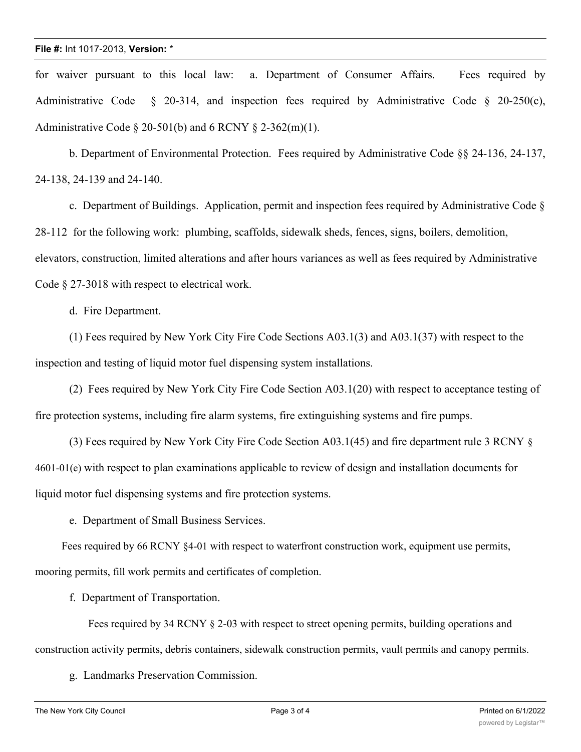for waiver pursuant to this local law: a. Department of Consumer Affairs. Fees required by Administrative Code § 20-314, and inspection fees required by Administrative Code § 20-250(c), Administrative Code § 20-501(b) and 6 RCNY § 2-362(m)(1).

b. Department of Environmental Protection. Fees required by Administrative Code §§ 24-136, 24-137, 24-138, 24-139 and 24-140.

c. Department of Buildings. Application, permit and inspection fees required by Administrative Code § 28-112 for the following work: plumbing, scaffolds, sidewalk sheds, fences, signs, boilers, demolition, elevators, construction, limited alterations and after hours variances as well as fees required by Administrative Code § 27-3018 with respect to electrical work.

d. Fire Department.

(1) Fees required by New York City Fire Code Sections A03.1(3) and A03.1(37) with respect to the inspection and testing of liquid motor fuel dispensing system installations.

(2) Fees required by New York City Fire Code Section A03.1(20) with respect to acceptance testing of fire protection systems, including fire alarm systems, fire extinguishing systems and fire pumps.

(3) Fees required by New York City Fire Code Section A03.1(45) and fire department rule 3 RCNY § 4601-01(e) with respect to plan examinations applicable to review of design and installation documents for liquid motor fuel dispensing systems and fire protection systems.

e. Department of Small Business Services.

Fees required by 66 RCNY §4-01 with respect to waterfront construction work, equipment use permits, mooring permits, fill work permits and certificates of completion.

f. Department of Transportation.

Fees required by 34 RCNY § 2-03 with respect to street opening permits, building operations and construction activity permits, debris containers, sidewalk construction permits, vault permits and canopy permits.

g. Landmarks Preservation Commission.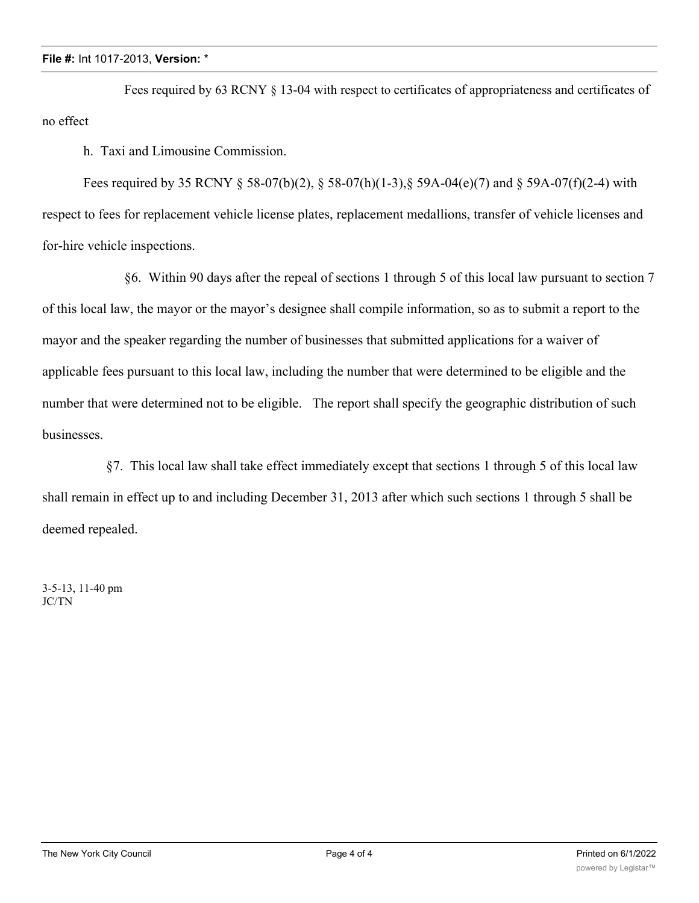Fees required by 63 RCNY § 13-04 with respect to certificates of appropriateness and certificates of no effect

h. Taxi and Limousine Commission.

Fees required by 35 RCNY § 58-07(b)(2), § 58-07(h)(1-3),§ 59A-04(e)(7) and § 59A-07(f)(2-4) with respect to fees for replacement vehicle license plates, replacement medallions, transfer of vehicle licenses and for-hire vehicle inspections.

§6. Within 90 days after the repeal of sections 1 through 5 of this local law pursuant to section 7 of this local law, the mayor or the mayor's designee shall compile information, so as to submit a report to the mayor and the speaker regarding the number of businesses that submitted applications for a waiver of applicable fees pursuant to this local law, including the number that were determined to be eligible and the number that were determined not to be eligible. The report shall specify the geographic distribution of such businesses.

§7. This local law shall take effect immediately except that sections 1 through 5 of this local law shall remain in effect up to and including December 31, 2013 after which such sections 1 through 5 shall be deemed repealed.

3-5-13, 11-40 pm
JC/TN